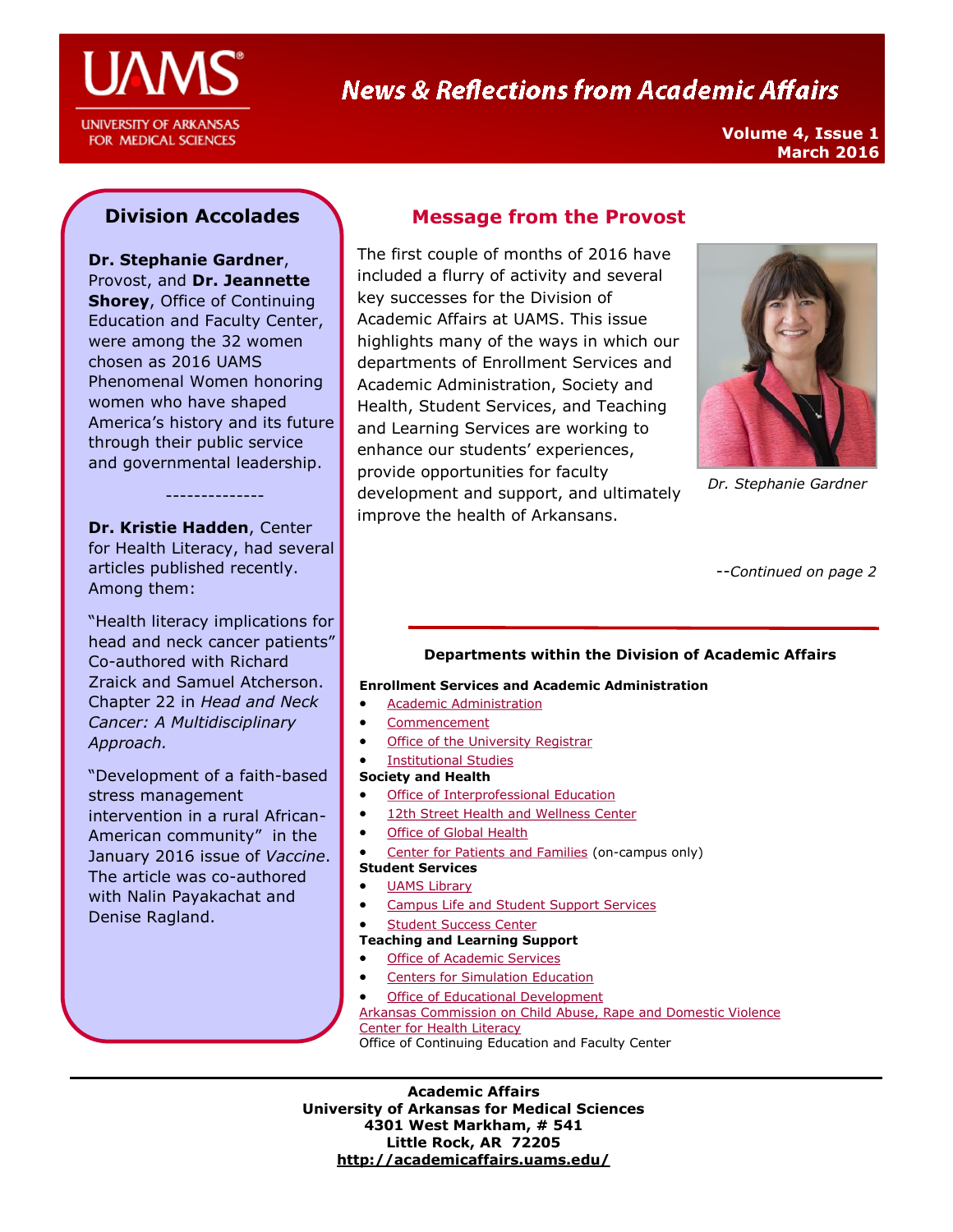# News & Reflections from Academic Affairs

**Volume 4, Issue 1**
**March 2016**

## Message from the Provost

The first couple of months of 2016 have included a flurry of activity and several key successes for the Division of Academic Affairs at UAMS. This issue highlights many of the ways in which our departments of Enrollment Services and Academic Administration, Society and Health, Student Services, and Teaching and Learning Services are working to enhance our students' experiences, provide opportunities for faculty development and support, and ultimately improve the health of Arkansans.

*Dr. Stephanie Gardner*

--*Continued on page 2*

## Division Accolades

**Dr. Stephanie Gardner**, Provost, and **Dr. Jeannette Shorey**, Office of Continuing Education and Faculty Center, were among the 32 women chosen as 2016 UAMS Phenomenal Women honoring women who have shaped America's history and its future through their public service and governmental leadership.

--------------

**Dr. Kristie Hadden**, Center for Health Literacy, had several articles published recently. Among them:

"Health literacy implications for head and neck cancer patients" Co-authored with Richard Zraick and Samuel Atcherson. Chapter 22 in *Head and Neck Cancer: A Multidisciplinary Approach.*

"Development of a faith-based stress management intervention in a rural African-American community" in the January 2016 issue of *Vaccine*. The article was co-authored with Nalin Payakachat and Denise Ragland.

### Departments within the Division of Academic Affairs

**Enrollment Services and Academic Administration**
- Academic Administration
- Commencement
- Office of the University Registrar
- Institutional Studies

**Society and Health**
- Office of Interprofessional Education
- 12th Street Health and Wellness Center
- Office of Global Health
- Center for Patients and Families (on-campus only)

**Student Services**
- UAMS Library
- Campus Life and Student Support Services
- Student Success Center

**Teaching and Learning Support**
- Office of Academic Services
- Centers for Simulation Education
- Office of Educational Development

Arkansas Commission on Child Abuse, Rape and Domestic Violence
Center for Health Literacy
Office of Continuing Education and Faculty Center

**Academic Affairs**
**University of Arkansas for Medical Sciences**
**4301 West Markham, # 541**
**Little Rock, AR 72205**
**http://academicaffairs.uams.edu/**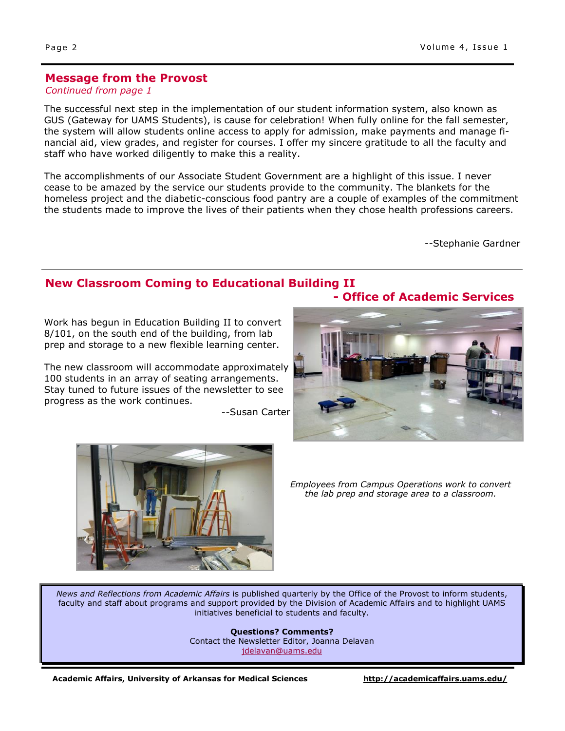## Message from the Provost

*Continued from page 1*

The successful next step in the implementation of our student information system, also known as GUS (Gateway for UAMS Students), is cause for celebration! When fully online for the fall semester, the system will allow students online access to apply for admission, make payments and manage financial aid, view grades, and register for courses. I offer my sincere gratitude to all the faculty and staff who have worked diligently to make this a reality.

The accomplishments of our Associate Student Government are a highlight of this issue. I never cease to be amazed by the service our students provide to the community. The blankets for the homeless project and the diabetic-conscious food pantry are a couple of examples of the commitment the students made to improve the lives of their patients when they chose health professions careers.

--Stephanie Gardner

## New Classroom Coming to Educational Building II

### - Office of Academic Services

Work has begun in Education Building II to convert 8/101, on the south end of the building, from lab prep and storage to a new flexible learning center.

The new classroom will accommodate approximately 100 students in an array of seating arrangements. Stay tuned to future issues of the newsletter to see progress as the work continues.

--Susan Carter

*Employees from Campus Operations work to convert the lab prep and storage area to a classroom.*

*News and Reflections from Academic Affairs* is published quarterly by the Office of the Provost to inform students, faculty and staff about programs and support provided by the Division of Academic Affairs and to highlight UAMS initiatives beneficial to students and faculty.

**Questions? Comments?**
Contact the Newsletter Editor, Joanna Delavan
jdelavan@uams.edu

**Academic Affairs, University of Arkansas for Medical Sciences** **http://academicaffairs.uams.edu/**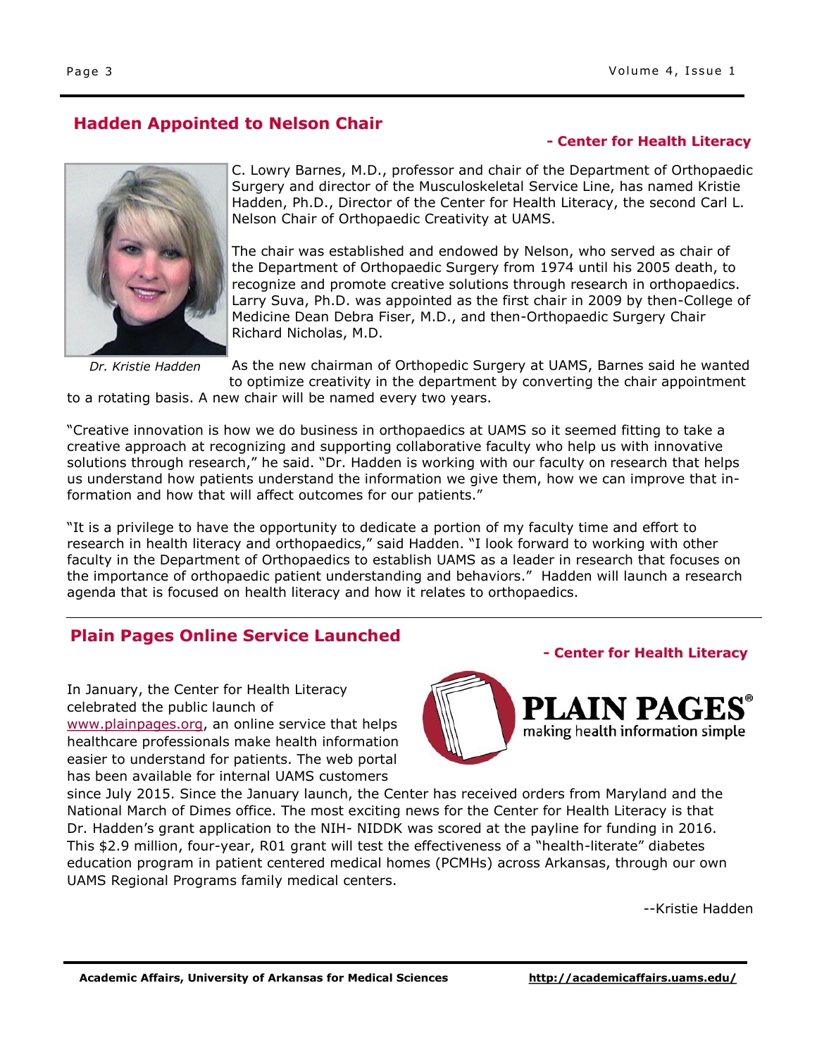## Hadden Appointed to Nelson Chair

**- Center for Health Literacy**

*Dr. Kristie Hadden*

C. Lowry Barnes, M.D., professor and chair of the Department of Orthopaedic Surgery and director of the Musculoskeletal Service Line, has named Kristie Hadden, Ph.D., Director of the Center for Health Literacy, the second Carl L. Nelson Chair of Orthopaedic Creativity at UAMS.

The chair was established and endowed by Nelson, who served as chair of the Department of Orthopaedic Surgery from 1974 until his 2005 death, to recognize and promote creative solutions through research in orthopaedics. Larry Suva, Ph.D. was appointed as the first chair in 2009 by then-College of Medicine Dean Debra Fiser, M.D., and then-Orthopaedic Surgery Chair Richard Nicholas, M.D.

As the new chairman of Orthopedic Surgery at UAMS, Barnes said he wanted to optimize creativity in the department by converting the chair appointment to a rotating basis. A new chair will be named every two years.

"Creative innovation is how we do business in orthopaedics at UAMS so it seemed fitting to take a creative approach at recognizing and supporting collaborative faculty who help us with innovative solutions through research," he said. "Dr. Hadden is working with our faculty on research that helps us understand how patients understand the information we give them, how we can improve that information and how that will affect outcomes for our patients."

"It is a privilege to have the opportunity to dedicate a portion of my faculty time and effort to research in health literacy and orthopaedics," said Hadden. "I look forward to working with other faculty in the Department of Orthopaedics to establish UAMS as a leader in research that focuses on the importance of orthopaedic patient understanding and behaviors." Hadden will launch a research agenda that is focused on health literacy and how it relates to orthopaedics.

## Plain Pages Online Service Launched

**- Center for Health Literacy**

PLAIN PAGES®
making health information simple

In January, the Center for Health Literacy celebrated the public launch of www.plainpages.org, an online service that helps healthcare professionals make health information easier to understand for patients. The web portal has been available for internal UAMS customers since July 2015. Since the January launch, the Center has received orders from Maryland and the National March of Dimes office. The most exciting news for the Center for Health Literacy is that Dr. Hadden's grant application to the NIH- NIDDK was scored at the payline for funding in 2016. This $2.9 million, four-year, R01 grant will test the effectiveness of a "health-literate" diabetes education program in patient centered medical homes (PCMHs) across Arkansas, through our own UAMS Regional Programs family medical centers.

--Kristie Hadden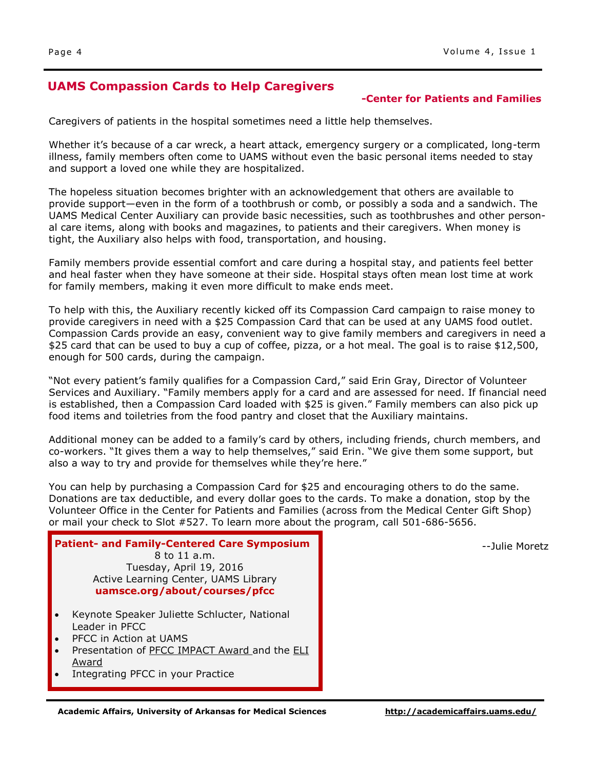## UAMS Compassion Cards to Help Caregivers

**-Center for Patients and Families**

Caregivers of patients in the hospital sometimes need a little help themselves.

Whether it's because of a car wreck, a heart attack, emergency surgery or a complicated, long-term illness, family members often come to UAMS without even the basic personal items needed to stay and support a loved one while they are hospitalized.

The hopeless situation becomes brighter with an acknowledgement that others are available to provide support—even in the form of a toothbrush or comb, or possibly a soda and a sandwich. The UAMS Medical Center Auxiliary can provide basic necessities, such as toothbrushes and other personal care items, along with books and magazines, to patients and their caregivers. When money is tight, the Auxiliary also helps with food, transportation, and housing.

Family members provide essential comfort and care during a hospital stay, and patients feel better and heal faster when they have someone at their side. Hospital stays often mean lost time at work for family members, making it even more difficult to make ends meet.

To help with this, the Auxiliary recently kicked off its Compassion Card campaign to raise money to provide caregivers in need with a $25 Compassion Card that can be used at any UAMS food outlet. Compassion Cards provide an easy, convenient way to give family members and caregivers in need a $25 card that can be used to buy a cup of coffee, pizza, or a hot meal. The goal is to raise $12,500, enough for 500 cards, during the campaign.

"Not every patient's family qualifies for a Compassion Card," said Erin Gray, Director of Volunteer Services and Auxiliary. "Family members apply for a card and are assessed for need. If financial need is established, then a Compassion Card loaded with $25 is given." Family members can also pick up food items and toiletries from the food pantry and closet that the Auxiliary maintains.

Additional money can be added to a family's card by others, including friends, church members, and co-workers. "It gives them a way to help themselves," said Erin. "We give them some support, but also a way to try and provide for themselves while they're here."

You can help by purchasing a Compassion Card for $25 and encouraging others to do the same. Donations are tax deductible, and every dollar goes to the cards. To make a donation, stop by the Volunteer Office in the Center for Patients and Families (across from the Medical Center Gift Shop) or mail your check to Slot #527. To learn more about the program, call 501-686-5656.

--Julie Moretz

**Patient- and Family-Centered Care Symposium**

8 to 11 a.m.
Tuesday, April 19, 2016
Active Learning Center, UAMS Library
**uamsce.org/about/courses/pfcc**

- Keynote Speaker Juliette Schlucter, National Leader in PFCC
- PFCC in Action at UAMS
- Presentation of PFCC IMPACT Award and the ELI Award
- Integrating PFCC in your Practice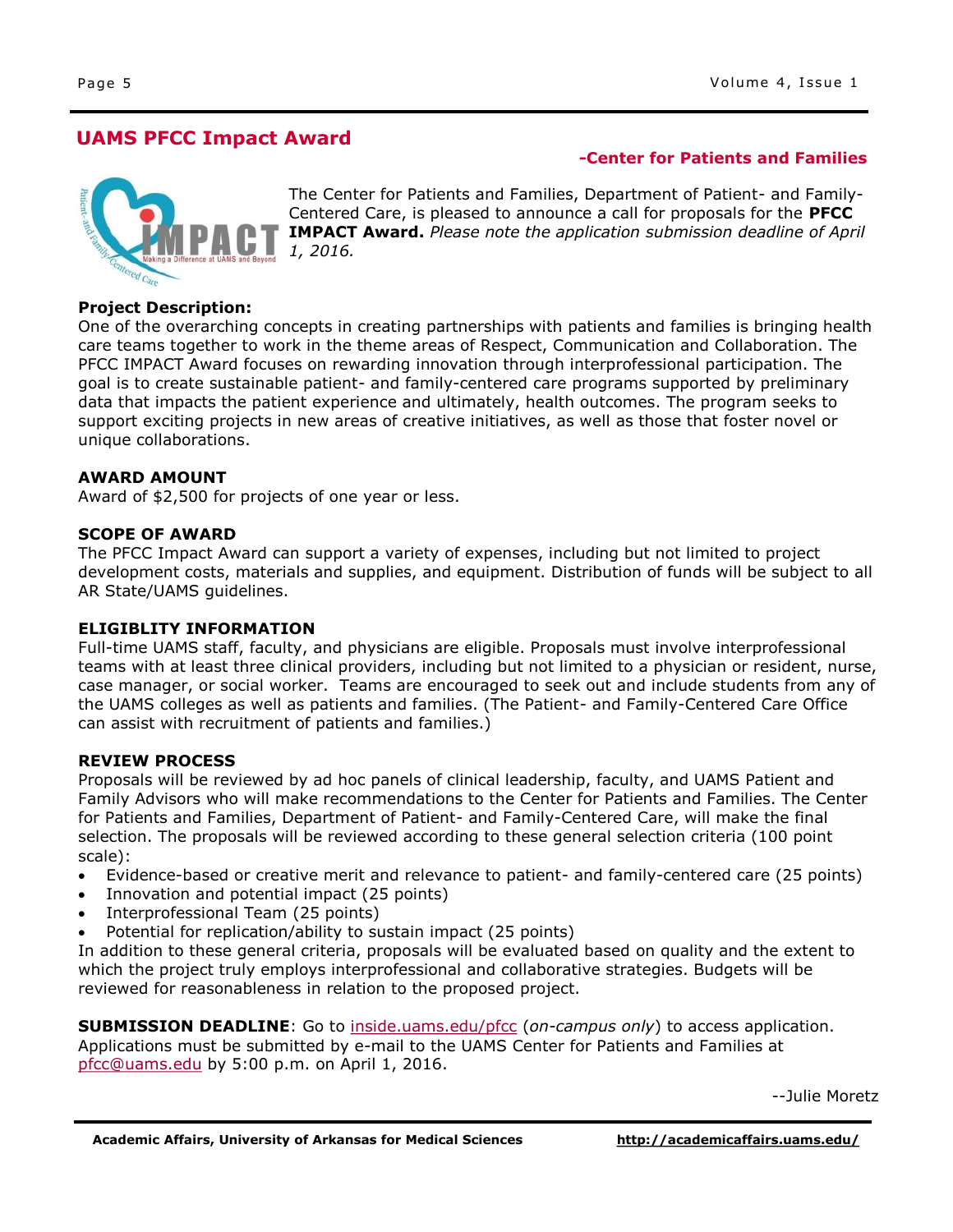## UAMS PFCC Impact Award

**-Center for Patients and Families**

The Center for Patients and Families, Department of Patient- and Family-Centered Care, is pleased to announce a call for proposals for the **PFCC IMPACT Award.** *Please note the application submission deadline of April 1, 2016.*

**Project Description:**

One of the overarching concepts in creating partnerships with patients and families is bringing health care teams together to work in the theme areas of Respect, Communication and Collaboration. The PFCC IMPACT Award focuses on rewarding innovation through interprofessional participation. The goal is to create sustainable patient- and family-centered care programs supported by preliminary data that impacts the patient experience and ultimately, health outcomes. The program seeks to support exciting projects in new areas of creative initiatives, as well as those that foster novel or unique collaborations.

**AWARD AMOUNT**

Award of $2,500 for projects of one year or less.

**SCOPE OF AWARD**

The PFCC Impact Award can support a variety of expenses, including but not limited to project development costs, materials and supplies, and equipment. Distribution of funds will be subject to all AR State/UAMS guidelines.

**ELIGIBLITY INFORMATION**

Full-time UAMS staff, faculty, and physicians are eligible. Proposals must involve interprofessional teams with at least three clinical providers, including but not limited to a physician or resident, nurse, case manager, or social worker. Teams are encouraged to seek out and include students from any of the UAMS colleges as well as patients and families. (The Patient- and Family-Centered Care Office can assist with recruitment of patients and families.)

**REVIEW PROCESS**

Proposals will be reviewed by ad hoc panels of clinical leadership, faculty, and UAMS Patient and Family Advisors who will make recommendations to the Center for Patients and Families. The Center for Patients and Families, Department of Patient- and Family-Centered Care, will make the final selection. The proposals will be reviewed according to these general selection criteria (100 point scale):

- Evidence-based or creative merit and relevance to patient- and family-centered care (25 points)
- Innovation and potential impact (25 points)
- Interprofessional Team (25 points)
- Potential for replication/ability to sustain impact (25 points)

In addition to these general criteria, proposals will be evaluated based on quality and the extent to which the project truly employs interprofessional and collaborative strategies. Budgets will be reviewed for reasonableness in relation to the proposed project.

**SUBMISSION DEADLINE**: Go to inside.uams.edu/pfcc (*on-campus only*) to access application. Applications must be submitted by e-mail to the UAMS Center for Patients and Families at pfcc@uams.edu by 5:00 p.m. on April 1, 2016.

--Julie Moretz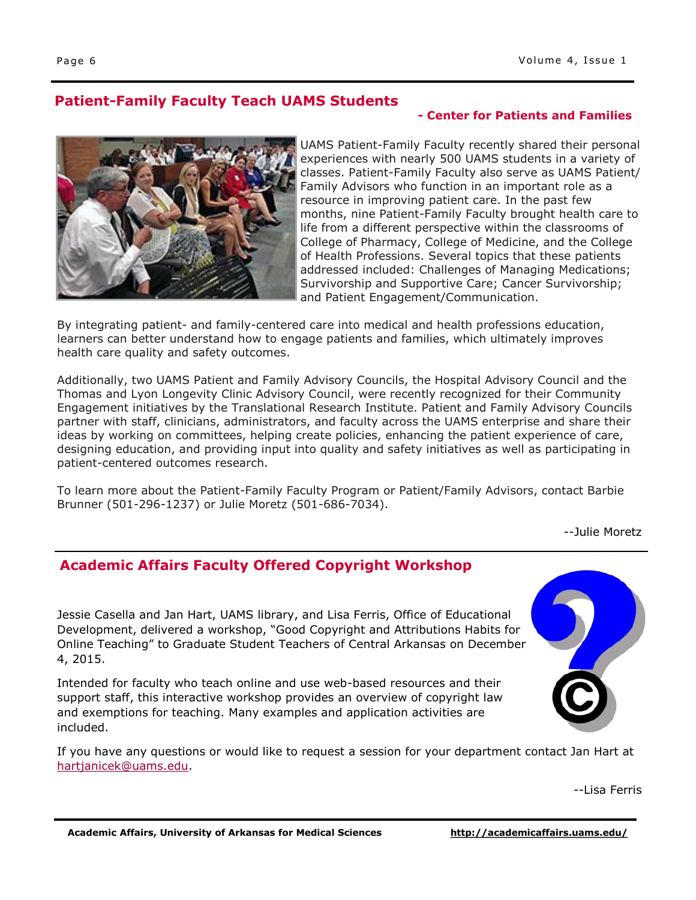## Patient-Family Faculty Teach UAMS Students

**- Center for Patients and Families**

UAMS Patient-Family Faculty recently shared their personal experiences with nearly 500 UAMS students in a variety of classes. Patient-Family Faculty also serve as UAMS Patient/Family Advisors who function in an important role as a resource in improving patient care. In the past few months, nine Patient-Family Faculty brought health care to life from a different perspective within the classrooms of College of Pharmacy, College of Medicine, and the College of Health Professions. Several topics that these patients addressed included: Challenges of Managing Medications; Survivorship and Supportive Care; Cancer Survivorship; and Patient Engagement/Communication.

By integrating patient- and family-centered care into medical and health professions education, learners can better understand how to engage patients and families, which ultimately improves health care quality and safety outcomes.

Additionally, two UAMS Patient and Family Advisory Councils, the Hospital Advisory Council and the Thomas and Lyon Longevity Clinic Advisory Council, were recently recognized for their Community Engagement initiatives by the Translational Research Institute. Patient and Family Advisory Councils partner with staff, clinicians, administrators, and faculty across the UAMS enterprise and share their ideas by working on committees, helping create policies, enhancing the patient experience of care, designing education, and providing input into quality and safety initiatives as well as participating in patient-centered outcomes research.

To learn more about the Patient-Family Faculty Program or Patient/Family Advisors, contact Barbie Brunner (501-296-1237) or Julie Moretz (501-686-7034).

--Julie Moretz

## Academic Affairs Faculty Offered Copyright Workshop

Jessie Casella and Jan Hart, UAMS library, and Lisa Ferris, Office of Educational Development, delivered a workshop, "Good Copyright and Attributions Habits for Online Teaching" to Graduate Student Teachers of Central Arkansas on December 4, 2015.

Intended for faculty who teach online and use web-based resources and their support staff, this interactive workshop provides an overview of copyright law and exemptions for teaching. Many examples and application activities are included.

If you have any questions or would like to request a session for your department contact Jan Hart at hartjanicek@uams.edu.

--Lisa Ferris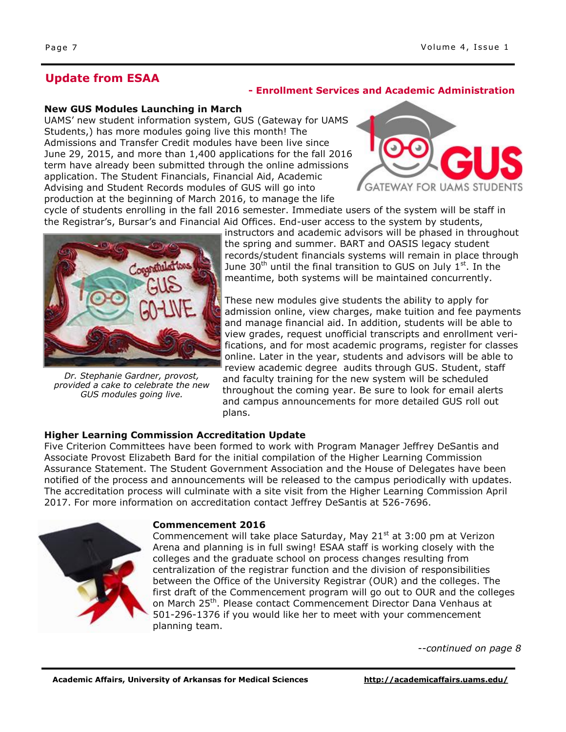## Update from ESAA

**- Enrollment Services and Academic Administration**

### New GUS Modules Launching in March

UAMS' new student information system, GUS (Gateway for UAMS Students,) has more modules going live this month! The Admissions and Transfer Credit modules have been live since June 29, 2015, and more than 1,400 applications for the fall 2016 term have already been submitted through the online admissions application. The Student Financials, Financial Aid, Academic Advising and Student Records modules of GUS will go into production at the beginning of March 2016, to manage the life cycle of students enrolling in the fall 2016 semester. Immediate users of the system will be staff in the Registrar's, Bursar's and Financial Aid Offices. End-user access to the system by students, instructors and academic advisors will be phased in throughout the spring and summer. BART and OASIS legacy student records/student financials systems will remain in place through June 30th until the final transition to GUS on July 1st. In the meantime, both systems will be maintained concurrently.

*Dr. Stephanie Gardner, provost, provided a cake to celebrate the new GUS modules going live.*

These new modules give students the ability to apply for admission online, view charges, make tuition and fee payments and manage financial aid. In addition, students will be able to view grades, request unofficial transcripts and enrollment verifications, and for most academic programs, register for classes online. Later in the year, students and advisors will be able to review academic degree audits through GUS. Student, staff and faculty training for the new system will be scheduled throughout the coming year. Be sure to look for email alerts and campus announcements for more detailed GUS roll out plans.

### Higher Learning Commission Accreditation Update

Five Criterion Committees have been formed to work with Program Manager Jeffrey DeSantis and Associate Provost Elizabeth Bard for the initial compilation of the Higher Learning Commission Assurance Statement. The Student Government Association and the House of Delegates have been notified of the process and announcements will be released to the campus periodically with updates. The accreditation process will culminate with a site visit from the Higher Learning Commission April 2017. For more information on accreditation contact Jeffrey DeSantis at 526-7696.

### Commencement 2016

Commencement will take place Saturday, May 21st at 3:00 pm at Verizon Arena and planning is in full swing! ESAA staff is working closely with the colleges and the graduate school on process changes resulting from centralization of the registrar function and the division of responsibilities between the Office of the University Registrar (OUR) and the colleges. The first draft of the Commencement program will go out to OUR and the colleges on March 25th. Please contact Commencement Director Dana Venhaus at 501-296-1376 if you would like her to meet with your commencement planning team.

*--continued on page 8*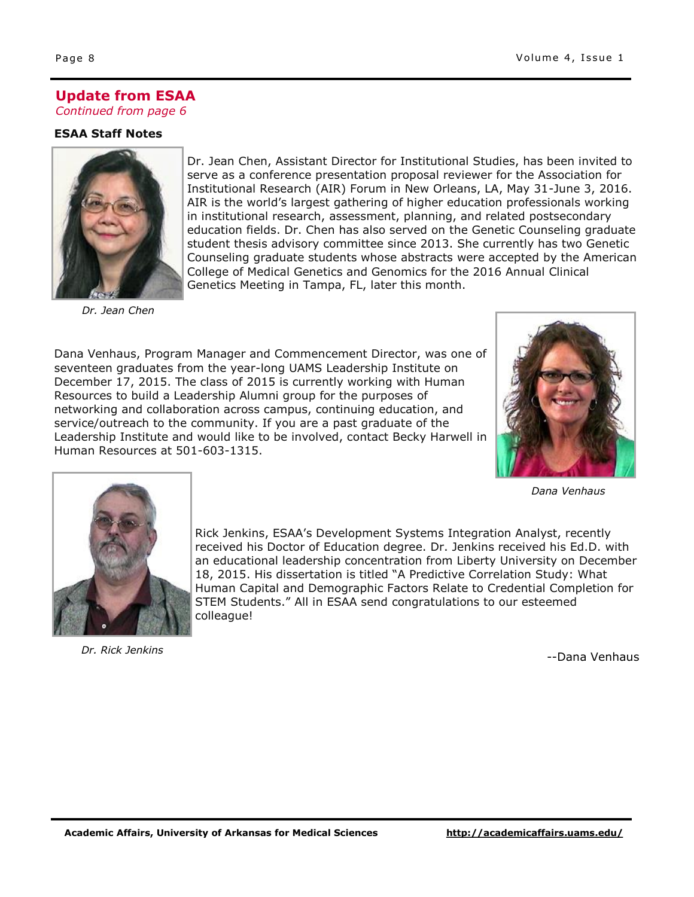## Update from ESAA

*Continued from page 6*

**ESAA Staff Notes**

Dr. Jean Chen, Assistant Director for Institutional Studies, has been invited to serve as a conference presentation proposal reviewer for the Association for Institutional Research (AIR) Forum in New Orleans, LA, May 31-June 3, 2016. AIR is the world's largest gathering of higher education professionals working in institutional research, assessment, planning, and related postsecondary education fields. Dr. Chen has also served on the Genetic Counseling graduate student thesis advisory committee since 2013. She currently has two Genetic Counseling graduate students whose abstracts were accepted by the American College of Medical Genetics and Genomics for the 2016 Annual Clinical Genetics Meeting in Tampa, FL, later this month.

*Dr. Jean Chen*

Dana Venhaus, Program Manager and Commencement Director, was one of seventeen graduates from the year-long UAMS Leadership Institute on December 17, 2015. The class of 2015 is currently working with Human Resources to build a Leadership Alumni group for the purposes of networking and collaboration across campus, continuing education, and service/outreach to the community. If you are a past graduate of the Leadership Institute and would like to be involved, contact Becky Harwell in Human Resources at 501-603-1315.

*Dana Venhaus*

Rick Jenkins, ESAA's Development Systems Integration Analyst, recently received his Doctor of Education degree. Dr. Jenkins received his Ed.D. with an educational leadership concentration from Liberty University on December 18, 2015. His dissertation is titled "A Predictive Correlation Study: What Human Capital and Demographic Factors Relate to Credential Completion for STEM Students." All in ESAA send congratulations to our esteemed colleague!

*Dr. Rick Jenkins*

--Dana Venhaus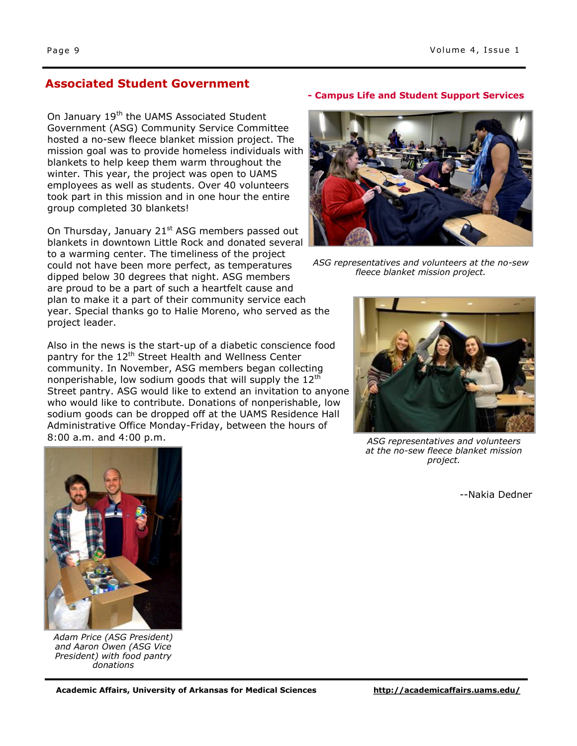## Associated Student Government

**- Campus Life and Student Support Services**

On January 19th the UAMS Associated Student Government (ASG) Community Service Committee hosted a no-sew fleece blanket mission project. The mission goal was to provide homeless individuals with blankets to help keep them warm throughout the winter. This year, the project was open to UAMS employees as well as students. Over 40 volunteers took part in this mission and in one hour the entire group completed 30 blankets!

On Thursday, January 21st ASG members passed out blankets in downtown Little Rock and donated several to a warming center. The timeliness of the project could not have been more perfect, as temperatures dipped below 30 degrees that night. ASG members are proud to be a part of such a heartfelt cause and plan to make it a part of their community service each year. Special thanks go to Halie Moreno, who served as the project leader.

Also in the news is the start-up of a diabetic conscience food pantry for the 12th Street Health and Wellness Center community. In November, ASG members began collecting nonperishable, low sodium goods that will supply the 12th Street pantry. ASG would like to extend an invitation to anyone who would like to contribute. Donations of nonperishable, low sodium goods can be dropped off at the UAMS Residence Hall Administrative Office Monday-Friday, between the hours of 8:00 a.m. and 4:00 p.m.

*ASG representatives and volunteers at the no-sew fleece blanket mission project.*

*ASG representatives and volunteers at the no-sew fleece blanket mission project.*

*Adam Price (ASG President) and Aaron Owen (ASG Vice President) with food pantry donations*

--Nakia Dedner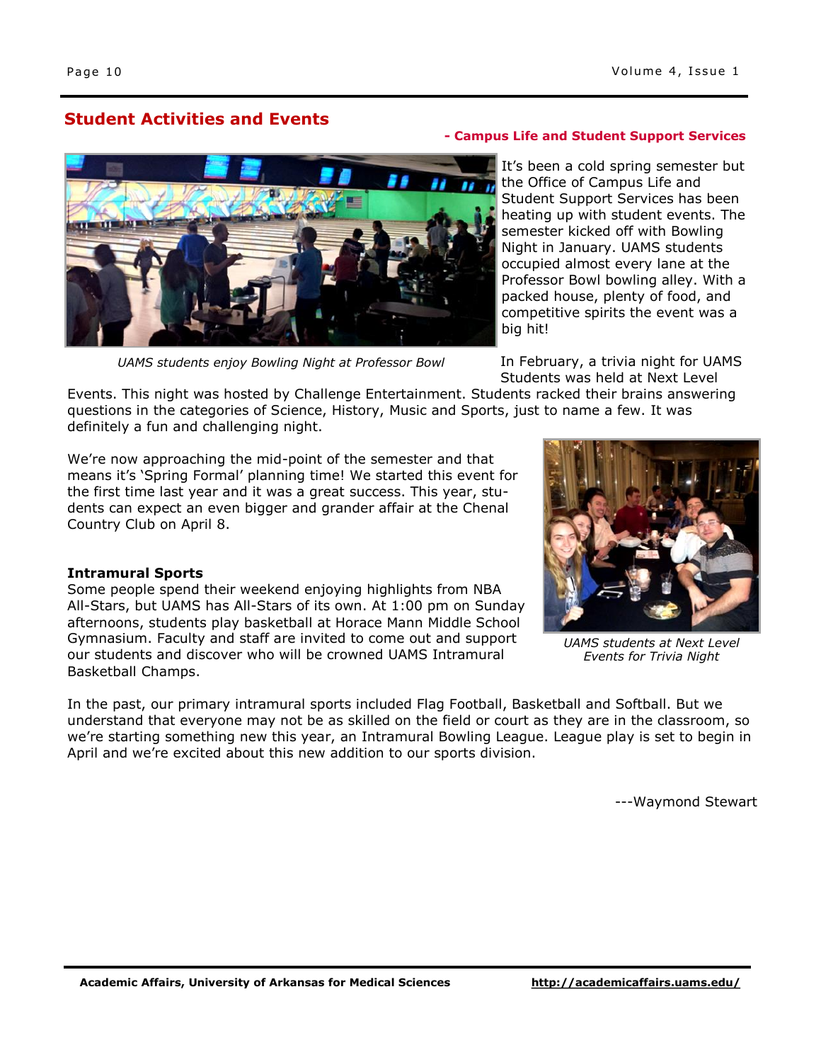## Student Activities and Events

**- Campus Life and Student Support Services**

It's been a cold spring semester but the Office of Campus Life and Student Support Services has been heating up with student events. The semester kicked off with Bowling Night in January. UAMS students occupied almost every lane at the Professor Bowl bowling alley. With a packed house, plenty of food, and competitive spirits the event was a big hit!

*UAMS students enjoy Bowling Night at Professor Bowl*

In February, a trivia night for UAMS Students was held at Next Level Events. This night was hosted by Challenge Entertainment. Students racked their brains answering questions in the categories of Science, History, Music and Sports, just to name a few. It was definitely a fun and challenging night.

We're now approaching the mid-point of the semester and that means it's 'Spring Formal' planning time! We started this event for the first time last year and it was a great success. This year, students can expect an even bigger and grander affair at the Chenal Country Club on April 8.

*UAMS students at Next Level Events for Trivia Night*

**Intramural Sports**

Some people spend their weekend enjoying highlights from NBA All-Stars, but UAMS has All-Stars of its own. At 1:00 pm on Sunday afternoons, students play basketball at Horace Mann Middle School Gymnasium. Faculty and staff are invited to come out and support our students and discover who will be crowned UAMS Intramural Basketball Champs.

In the past, our primary intramural sports included Flag Football, Basketball and Softball. But we understand that everyone may not be as skilled on the field or court as they are in the classroom, so we're starting something new this year, an Intramural Bowling League. League play is set to begin in April and we're excited about this new addition to our sports division.

---Waymond Stewart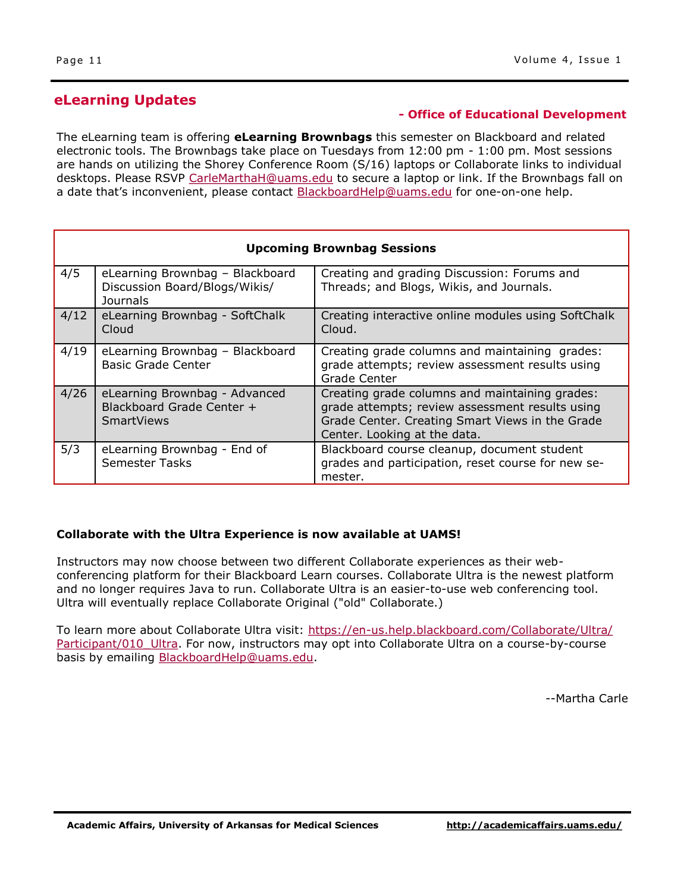## eLearning Updates

**- Office of Educational Development**

The eLearning team is offering **eLearning Brownbags** this semester on Blackboard and related electronic tools. The Brownbags take place on Tuesdays from 12:00 pm - 1:00 pm. Most sessions are hands on utilizing the Shorey Conference Room (S/16) laptops or Collaborate links to individual desktops. Please RSVP CarleMarthaH@uams.edu to secure a laptop or link. If the Brownbags fall on a date that's inconvenient, please contact BlackboardHelp@uams.edu for one-on-one help.

| **Upcoming Brownbag Sessions** | | |
|---|---|---|
| 4/5 | eLearning Brownbag – Blackboard Discussion Board/Blogs/Wikis/ Journals | Creating and grading Discussion: Forums and Threads; and Blogs, Wikis, and Journals. |
| 4/12 | eLearning Brownbag - SoftChalk Cloud | Creating interactive online modules using SoftChalk Cloud. |
| 4/19 | eLearning Brownbag – Blackboard Basic Grade Center | Creating grade columns and maintaining grades: grade attempts; review assessment results using Grade Center |
| 4/26 | eLearning Brownbag - Advanced Blackboard Grade Center + SmartViews | Creating grade columns and maintaining grades: grade attempts; review assessment results using Grade Center. Creating Smart Views in the Grade Center. Looking at the data. |
| 5/3 | eLearning Brownbag - End of Semester Tasks | Blackboard course cleanup, document student grades and participation, reset course for new semester. |

**Collaborate with the Ultra Experience is now available at UAMS!**

Instructors may now choose between two different Collaborate experiences as their web-conferencing platform for their Blackboard Learn courses. Collaborate Ultra is the newest platform and no longer requires Java to run. Collaborate Ultra is an easier-to-use web conferencing tool. Ultra will eventually replace Collaborate Original ("old" Collaborate.)

To learn more about Collaborate Ultra visit: https://en-us.help.blackboard.com/Collaborate/Ultra/Participant/010_Ultra. For now, instructors may opt into Collaborate Ultra on a course-by-course basis by emailing BlackboardHelp@uams.edu.

--Martha Carle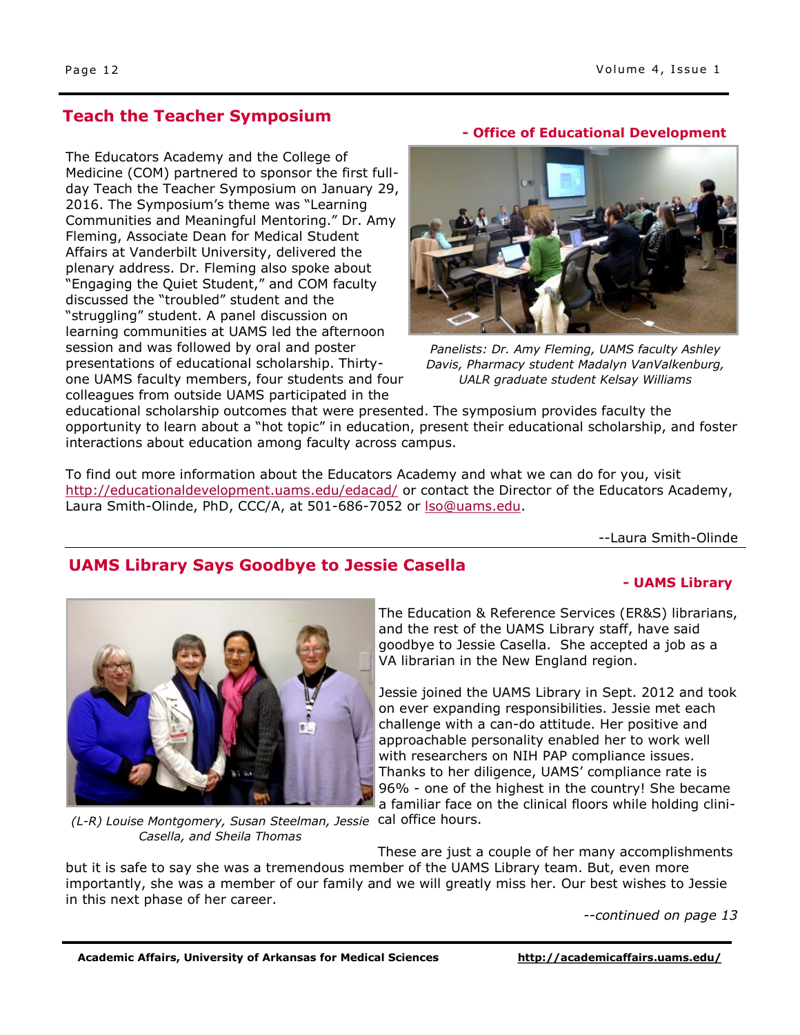## Teach the Teacher Symposium

**- Office of Educational Development**

The Educators Academy and the College of Medicine (COM) partnered to sponsor the first full-day Teach the Teacher Symposium on January 29, 2016. The Symposium's theme was "Learning Communities and Meaningful Mentoring." Dr. Amy Fleming, Associate Dean for Medical Student Affairs at Vanderbilt University, delivered the plenary address. Dr. Fleming also spoke about "Engaging the Quiet Student," and COM faculty discussed the "troubled" student and the "struggling" student. A panel discussion on learning communities at UAMS led the afternoon session and was followed by oral and poster presentations of educational scholarship. Thirty-one UAMS faculty members, four students and four colleagues from outside UAMS participated in the educational scholarship outcomes that were presented. The symposium provides faculty the opportunity to learn about a "hot topic" in education, present their educational scholarship, and foster interactions about education among faculty across campus.

*Panelists: Dr. Amy Fleming, UAMS faculty Ashley Davis, Pharmacy student Madalyn VanValkenburg, UALR graduate student Kelsay Williams*

To find out more information about the Educators Academy and what we can do for you, visit http://educationaldevelopment.uams.edu/edacad/ or contact the Director of the Educators Academy, Laura Smith-Olinde, PhD, CCC/A, at 501-686-7052 or lso@uams.edu.

--Laura Smith-Olinde

## UAMS Library Says Goodbye to Jessie Casella

**- UAMS Library**

The Education & Reference Services (ER&S) librarians, and the rest of the UAMS Library staff, have said goodbye to Jessie Casella. She accepted a job as a VA librarian in the New England region.

Jessie joined the UAMS Library in Sept. 2012 and took on ever expanding responsibilities. Jessie met each challenge with a can-do attitude. Her positive and approachable personality enabled her to work well with researchers on NIH PAP compliance issues. Thanks to her diligence, UAMS' compliance rate is 96% - one of the highest in the country! She became a familiar face on the clinical floors while holding clinical office hours.

*(L-R) Louise Montgomery, Susan Steelman, Jessie Casella, and Sheila Thomas*

These are just a couple of her many accomplishments but it is safe to say she was a tremendous member of the UAMS Library team. But, even more importantly, she was a member of our family and we will greatly miss her. Our best wishes to Jessie in this next phase of her career.

*--continued on page 13*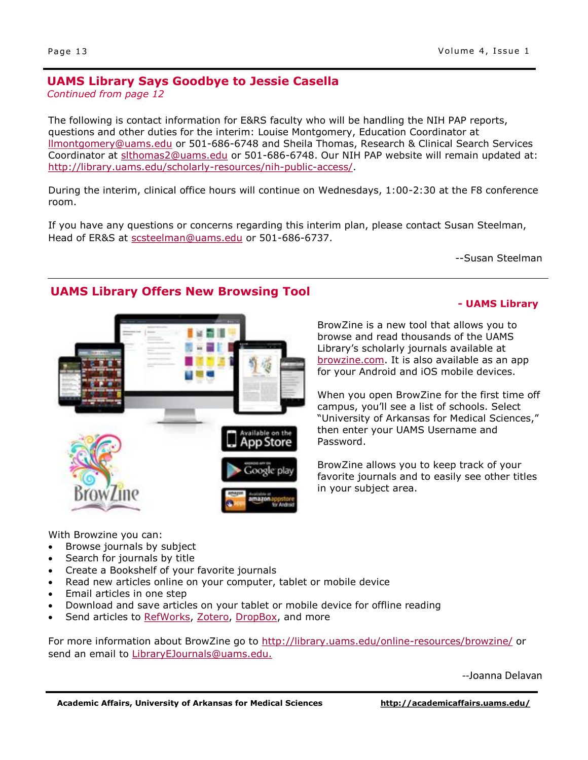## UAMS Library Says Goodbye to Jessie Casella

*Continued from page 12*

The following is contact information for E&RS faculty who will be handling the NIH PAP reports, questions and other duties for the interim: Louise Montgomery, Education Coordinator at llmontgomery@uams.edu or 501-686-6748 and Sheila Thomas, Research & Clinical Search Services Coordinator at slthomas2@uams.edu or 501-686-6748. Our NIH PAP website will remain updated at: http://library.uams.edu/scholarly-resources/nih-public-access/.

During the interim, clinical office hours will continue on Wednesdays, 1:00-2:30 at the F8 conference room.

If you have any questions or concerns regarding this interim plan, please contact Susan Steelman, Head of ER&S at scsteelman@uams.edu or 501-686-6737.

--Susan Steelman

## UAMS Library Offers New Browsing Tool

**- UAMS Library**

BrowZine is a new tool that allows you to browse and read thousands of the UAMS Library's scholarly journals available at browzine.com. It is also available as an app for your Android and iOS mobile devices.

When you open BrowZine for the first time off campus, you'll see a list of schools. Select "University of Arkansas for Medical Sciences," then enter your UAMS Username and Password.

BrowZine allows you to keep track of your favorite journals and to easily see other titles in your subject area.

With Browzine you can:

- Browse journals by subject
- Search for journals by title
- Create a Bookshelf of your favorite journals
- Read new articles online on your computer, tablet or mobile device
- Email articles in one step
- Download and save articles on your tablet or mobile device for offline reading
- Send articles to RefWorks, Zotero, DropBox, and more

For more information about BrowZine go to http://library.uams.edu/online-resources/browzine/ or send an email to LibraryEJournals@uams.edu.

--Joanna Delavan